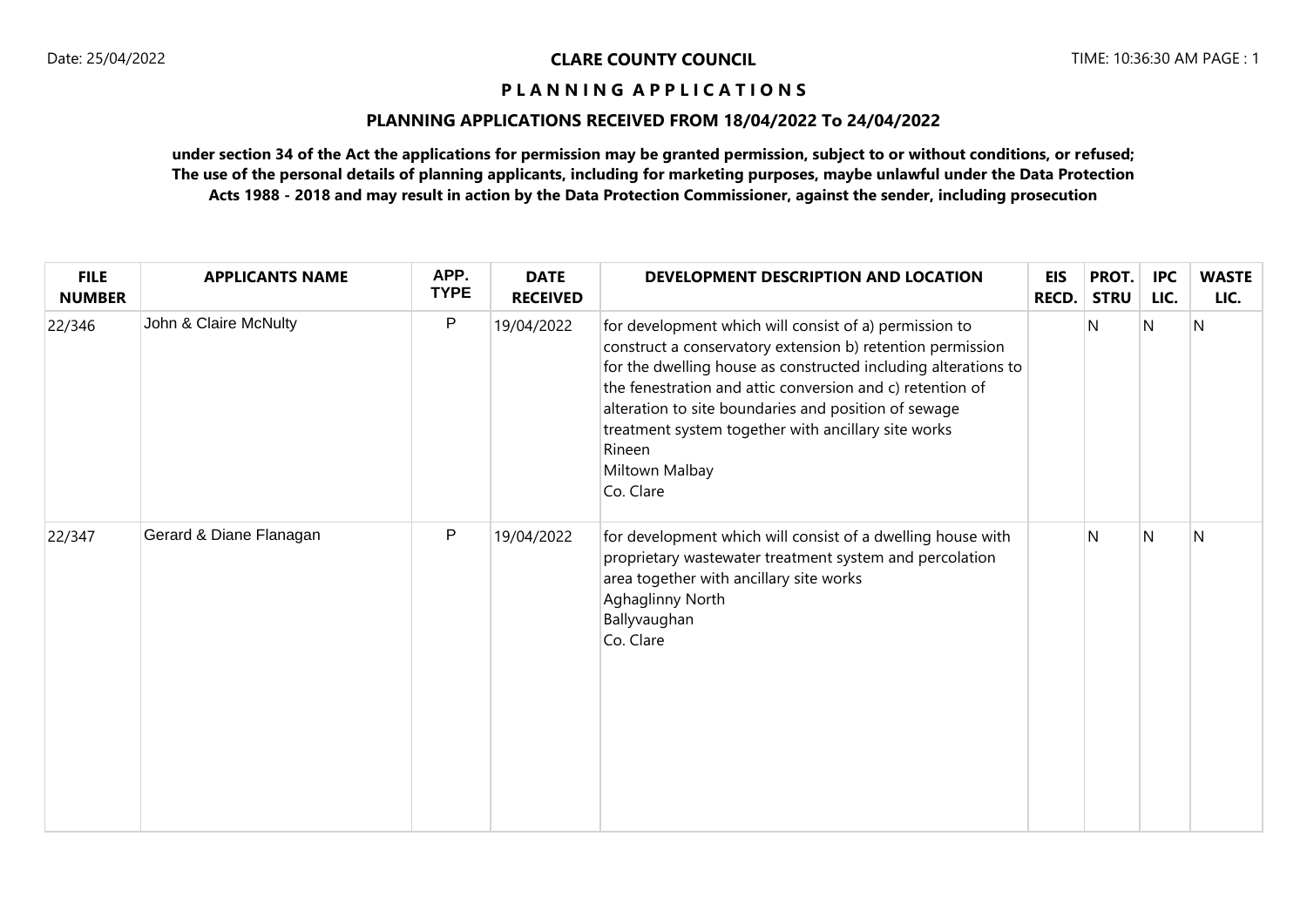**CLARE COUNTY COUNCIL**

Date: 25/04/2022

TIME: 10:36:30 AM PAGE : 1

## P L A N N I N G   A P P L I C A T I O N S

### PLANNING APPLICATIONS RECEIVED FROM 18/04/2022 To 24/04/2022

**under section 34 of the Act the applications for permission may be granted permission, subject to or without conditions, or refused; The use of the personal details of planning applicants, including for marketing purposes, maybe unlawful under the Data Protection Acts 1988 - 2018 and may result in action by the Data Protection Commissioner, against the sender, including prosecution**

| FILE NUMBER | APPLICANTS NAME | APP. TYPE | DATE RECEIVED | DEVELOPMENT DESCRIPTION AND LOCATION | EIS RECD. | PROT. STRU | IPC LIC. | WASTE LIC. |
|---|---|---|---|---|---|---|---|---|
| 22/346 | John & Claire McNulty | P | 19/04/2022 | for development which will consist of a) permission to construct a conservatory extension b) retention permission for the dwelling house as constructed including alterations to the fenestration and attic conversion and c) retention of alteration to site boundaries and position of sewage treatment system together with ancillary site works<br>Rineen<br>Miltown Malbay<br>Co. Clare | | N | N | N |
| 22/347 | Gerard & Diane Flanagan | P | 19/04/2022 | for development which will consist of a dwelling house with proprietary wastewater treatment system and percolation area together with ancillary site works<br>Aghaglinny North<br>Ballyvaughan<br>Co. Clare | | N | N | N |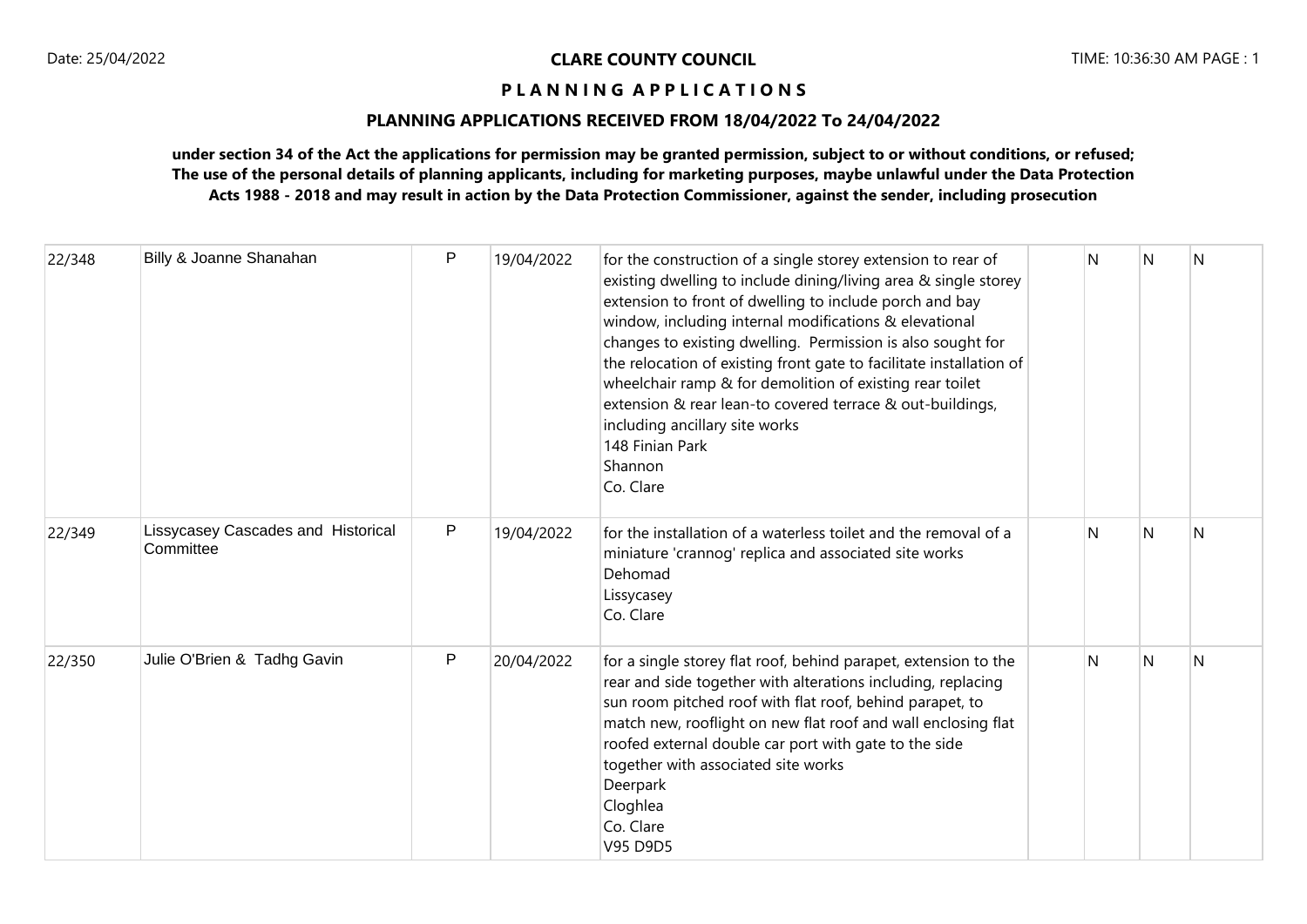**CLARE COUNTY COUNCIL**

**P L A N N I N G A P P L I C A T I O N S**

**PLANNING APPLICATIONS RECEIVED FROM 18/04/2022 To 24/04/2022**

**under section 34 of the Act the applications for permission may be granted permission, subject to or without conditions, or refused; The use of the personal details of planning applicants, including for marketing purposes, maybe unlawful under the Data Protection Acts 1988 - 2018 and may result in action by the Data Protection Commissioner, against the sender, including prosecution**

| | | | | | | | | |
|---|---|---|---|---|---|---|---|---|
| 22/348 | Billy & Joanne Shanahan | P | 19/04/2022 | for the construction of a single storey extension to rear of existing dwelling to include dining/living area & single storey extension to front of dwelling to include porch and bay window, including internal modifications & elevational changes to existing dwelling. Permission is also sought for the relocation of existing front gate to facilitate installation of wheelchair ramp & for demolition of existing rear toilet extension & rear lean-to covered terrace & out-buildings, including ancillary site works<br>148 Finian Park<br>Shannon<br>Co. Clare | | N | N | N |
| 22/349 | Lissycasey Cascades and Historical Committee | P | 19/04/2022 | for the installation of a waterless toilet and the removal of a miniature 'crannog' replica and associated site works<br>Dehomad<br>Lissycasey<br>Co. Clare | | N | N | N |
| 22/350 | Julie O'Brien & Tadhg Gavin | P | 20/04/2022 | for a single storey flat roof, behind parapet, extension to the rear and side together with alterations including, replacing sun room pitched roof with flat roof, behind parapet, to match new, rooflight on new flat roof and wall enclosing flat roofed external double car port with gate to the side together with associated site works<br>Deerpark<br>Cloghlea<br>Co. Clare<br>V95 D9D5 | | N | N | N |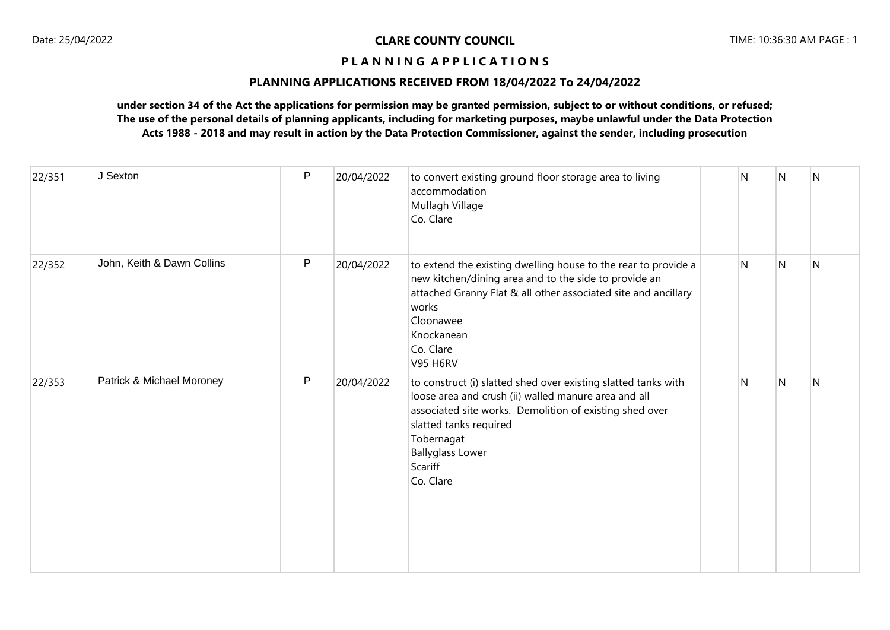**CLARE COUNTY COUNCIL**

**P L A N N I N G A P P L I C A T I O N S**

**PLANNING APPLICATIONS RECEIVED FROM 18/04/2022 To 24/04/2022**

**under section 34 of the Act the applications for permission may be granted permission, subject to or without conditions, or refused; The use of the personal details of planning applicants, including for marketing purposes, maybe unlawful under the Data Protection Acts 1988 - 2018 and may result in action by the Data Protection Commissioner, against the sender, including prosecution**

| | | | | | | | | |
|---|---|---|---|---|---|---|---|---|
| 22/351 | J Sexton | P | 20/04/2022 | to convert existing ground floor storage area to living accommodation<br>Mullagh Village<br>Co. Clare | | N | N | N |
| 22/352 | John, Keith & Dawn Collins | P | 20/04/2022 | to extend the existing dwelling house to the rear to provide a new kitchen/dining area and to the side to provide an attached Granny Flat & all other associated site and ancillary works<br>Cloonawee<br>Knockanean<br>Co. Clare<br>V95 H6RV | | N | N | N |
| 22/353 | Patrick & Michael Moroney | P | 20/04/2022 | to construct (i) slatted shed over existing slatted tanks with loose area and crush (ii) walled manure area and all associated site works. Demolition of existing shed over slatted tanks required<br>Tobernagat<br>Ballyglass Lower<br>Scariff<br>Co. Clare | | N | N | N |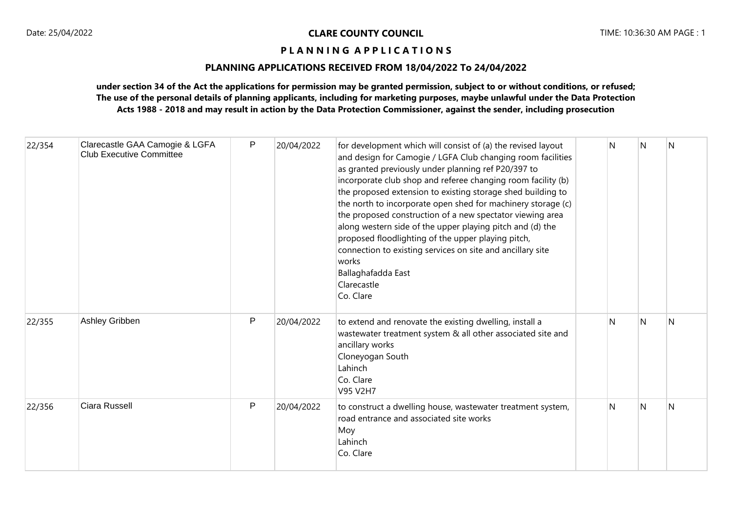**CLARE COUNTY COUNCIL**

**P L A N N I N G A P P L I C A T I O N S**

**PLANNING APPLICATIONS RECEIVED FROM 18/04/2022 To 24/04/2022**

**under section 34 of the Act the applications for permission may be granted permission, subject to or without conditions, or refused; The use of the personal details of planning applicants, including for marketing purposes, maybe unlawful under the Data Protection Acts 1988 - 2018 and may result in action by the Data Protection Commissioner, against the sender, including prosecution**

| | | | | | | | | |
|---|---|---|---|---|---|---|---|---|
| 22/354 | Clarecastle GAA Camogie & LGFA Club Executive Committee | P | 20/04/2022 | for development which will consist of (a) the revised layout and design for Camogie / LGFA Club changing room facilities as granted previously under planning ref P20/397 to incorporate club shop and referee changing room facility (b) the proposed extension to existing storage shed building to the north to incorporate open shed for machinery storage (c) the proposed construction of a new spectator viewing area along western side of the upper playing pitch and (d) the proposed floodlighting of the upper playing pitch, connection to existing services on site and ancillary site works<br>Ballaghafadda East<br>Clarecastle<br>Co. Clare | | N | N | N |
| 22/355 | Ashley Gribben | P | 20/04/2022 | to extend and renovate the existing dwelling, install a wastewater treatment system & all other associated site and ancillary works<br>Cloneyogan South<br>Lahinch<br>Co. Clare<br>V95 V2H7 | | N | N | N |
| 22/356 | Ciara Russell | P | 20/04/2022 | to construct a dwelling house, wastewater treatment system, road entrance and associated site works<br>Moy<br>Lahinch<br>Co. Clare | | N | N | N |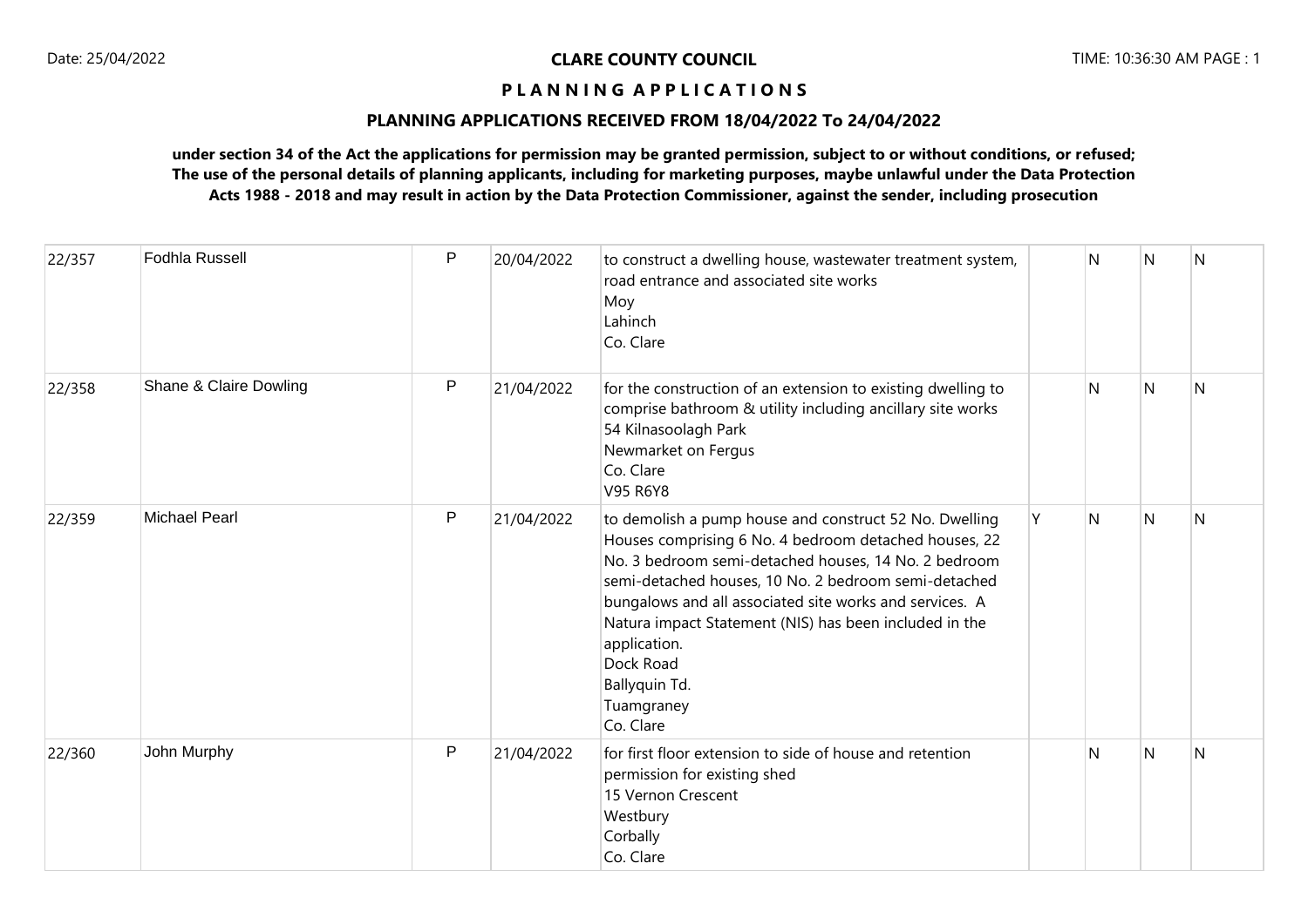**CLARE COUNTY COUNCIL**

**P L A N N I N G A P P L I C A T I O N S**

**PLANNING APPLICATIONS RECEIVED FROM 18/04/2022 To 24/04/2022**

**under section 34 of the Act the applications for permission may be granted permission, subject to or without conditions, or refused; The use of the personal details of planning applicants, including for marketing purposes, maybe unlawful under the Data Protection Acts 1988 - 2018 and may result in action by the Data Protection Commissioner, against the sender, including prosecution**

| | | | | | | | | |
|---|---|---|---|---|---|---|---|---|
| 22/357 | Fodhla Russell | P | 20/04/2022 | to construct a dwelling house, wastewater treatment system, road entrance and associated site works<br>Moy<br>Lahinch<br>Co. Clare | | N | N | N |
| 22/358 | Shane & Claire Dowling | P | 21/04/2022 | for the construction of an extension to existing dwelling to comprise bathroom & utility including ancillary site works<br>54 Kilnasoolagh Park<br>Newmarket on Fergus<br>Co. Clare<br>V95 R6Y8 | | N | N | N |
| 22/359 | Michael Pearl | P | 21/04/2022 | to demolish a pump house and construct 52 No. Dwelling Houses comprising 6 No. 4 bedroom detached houses, 22 No. 3 bedroom semi-detached houses, 14 No. 2 bedroom semi-detached houses, 10 No. 2 bedroom semi-detached bungalows and all associated site works and services. A Natura impact Statement (NIS) has been included in the application.<br>Dock Road<br>Ballyquin Td.<br>Tuamgraney<br>Co. Clare | Y | N | N | N |
| 22/360 | John Murphy | P | 21/04/2022 | for first floor extension to side of house and retention permission for existing shed<br>15 Vernon Crescent<br>Westbury<br>Corbally<br>Co. Clare | | N | N | N |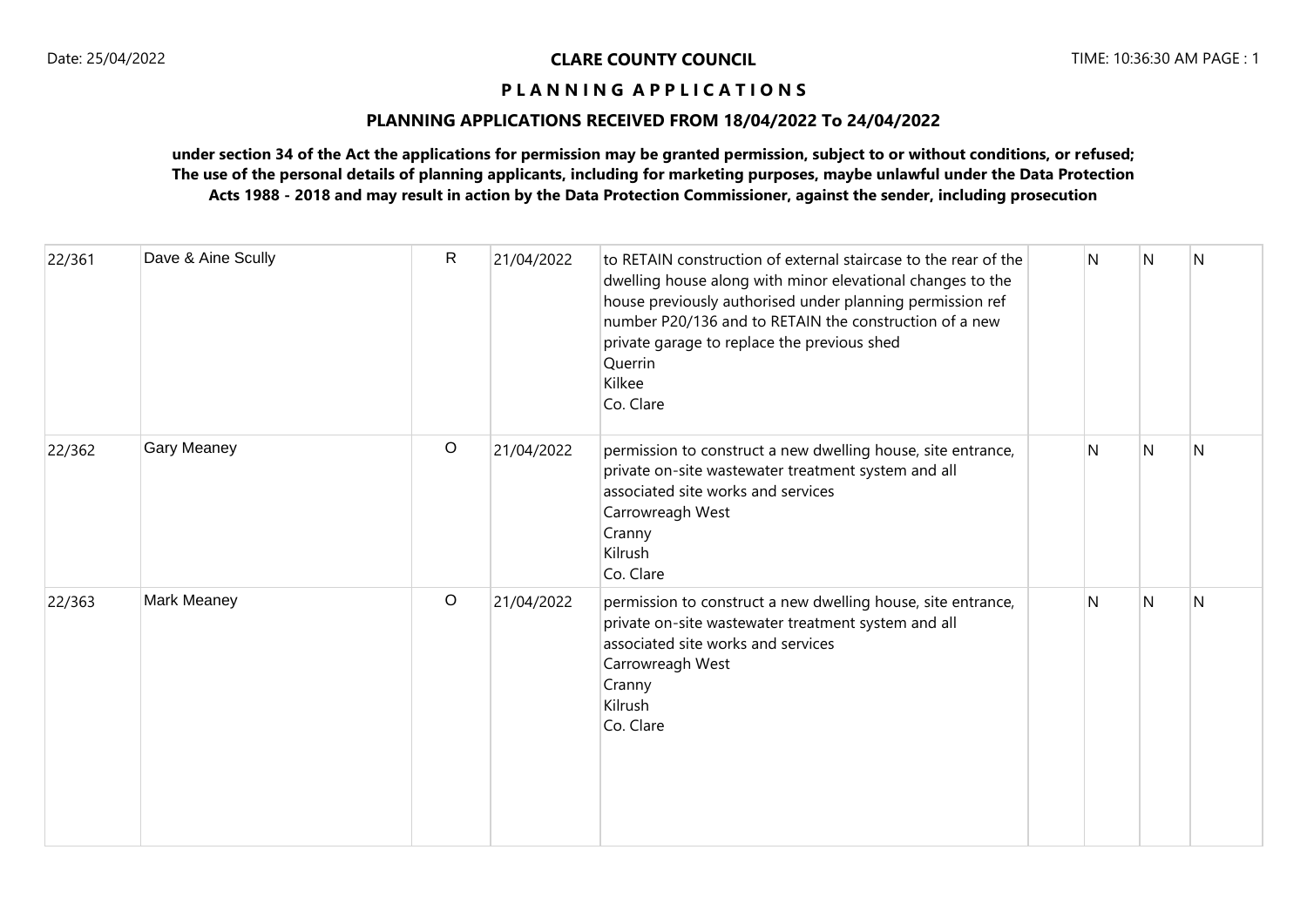**CLARE COUNTY COUNCIL**

**P L A N N I N G A P P L I C A T I O N S**

**PLANNING APPLICATIONS RECEIVED FROM 18/04/2022 To 24/04/2022**

**under section 34 of the Act the applications for permission may be granted permission, subject to or without conditions, or refused; The use of the personal details of planning applicants, including for marketing purposes, maybe unlawful under the Data Protection Acts 1988 - 2018 and may result in action by the Data Protection Commissioner, against the sender, including prosecution**

| | | | | | | | | |
|---|---|---|---|---|---|---|---|---|
| 22/361 | Dave & Aine Scully | R | 21/04/2022 | to RETAIN construction of external staircase to the rear of the dwelling house along with minor elevational changes to the house previously authorised under planning permission ref number P20/136 and to RETAIN the construction of a new private garage to replace the previous shed<br>Querrin<br>Kilkee<br>Co. Clare | | N | N | N |
| 22/362 | Gary Meaney | O | 21/04/2022 | permission to construct a new dwelling house, site entrance, private on-site wastewater treatment system and all associated site works and services<br>Carrowreagh West<br>Cranny<br>Kilrush<br>Co. Clare | | N | N | N |
| 22/363 | Mark Meaney | O | 21/04/2022 | permission to construct a new dwelling house, site entrance, private on-site wastewater treatment system and all associated site works and services<br>Carrowreagh West<br>Cranny<br>Kilrush<br>Co. Clare | | N | N | N |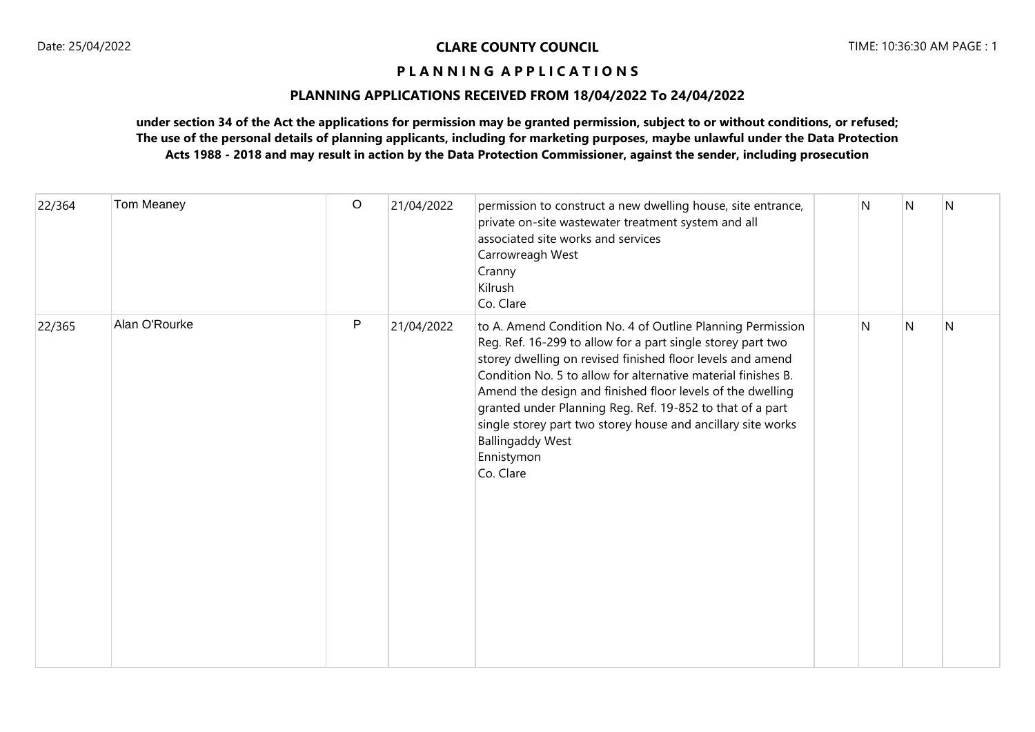**CLARE COUNTY COUNCIL**

**P L A N N I N G A P P L I C A T I O N S**

**PLANNING APPLICATIONS RECEIVED FROM 18/04/2022 To 24/04/2022**

**under section 34 of the Act the applications for permission may be granted permission, subject to or without conditions, or refused; The use of the personal details of planning applicants, including for marketing purposes, maybe unlawful under the Data Protection Acts 1988 - 2018 and may result in action by the Data Protection Commissioner, against the sender, including prosecution**

| | | | | | | | | |
|---|---|---|---|---|---|---|---|---|
| 22/364 | Tom Meaney | O | 21/04/2022 | permission to construct a new dwelling house, site entrance, private on-site wastewater treatment system and all associated site works and services<br>Carrowreagh West<br>Cranny<br>Kilrush<br>Co. Clare | | N | N | N |
| 22/365 | Alan O'Rourke | P | 21/04/2022 | to A. Amend Condition No. 4 of Outline Planning Permission Reg. Ref. 16-299 to allow for a part single storey part two storey dwelling on revised finished floor levels and amend Condition No. 5 to allow for alternative material finishes B. Amend the design and finished floor levels of the dwelling granted under Planning Reg. Ref. 19-852 to that of a part single storey part two storey house and ancillary site works<br>Ballingaddy West<br>Ennistymon<br>Co. Clare | | N | N | N |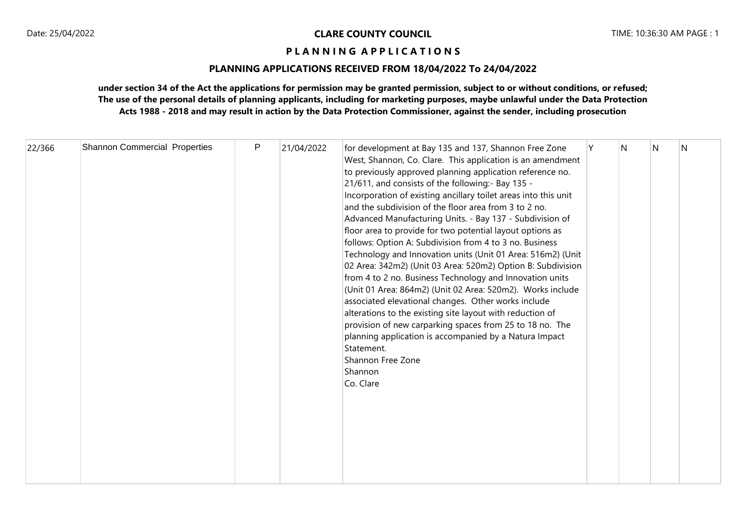**CLARE COUNTY COUNCIL**

**P L A N N I N G A P P L I C A T I O N S**

**PLANNING APPLICATIONS RECEIVED FROM 18/04/2022 To 24/04/2022**

**under section 34 of the Act the applications for permission may be granted permission, subject to or without conditions, or refused; The use of the personal details of planning applicants, including for marketing purposes, maybe unlawful under the Data Protection Acts 1988 - 2018 and may result in action by the Data Protection Commissioner, against the sender, including prosecution**

| | | | | | | | | |
|---|---|---|---|---|---|---|---|---|
| 22/366 | Shannon Commercial Properties | P | 21/04/2022 | for development at Bay 135 and 137, Shannon Free Zone West, Shannon, Co. Clare. This application is an amendment to previously approved planning application reference no. 21/611, and consists of the following:- Bay 135 - Incorporation of existing ancillary toilet areas into this unit and the subdivision of the floor area from 3 to 2 no. Advanced Manufacturing Units. - Bay 137 - Subdivision of floor area to provide for two potential layout options as follows: Option A: Subdivision from 4 to 3 no. Business Technology and Innovation units (Unit 01 Area: 516m2) (Unit 02 Area: 342m2) (Unit 03 Area: 520m2) Option B: Subdivision from 4 to 2 no. Business Technology and Innovation units (Unit 01 Area: 864m2) (Unit 02 Area: 520m2). Works include associated elevational changes. Other works include alterations to the existing site layout with reduction of provision of new carparking spaces from 25 to 18 no. The planning application is accompanied by a Natura Impact Statement.<br>Shannon Free Zone<br>Shannon<br>Co. Clare | Y | N | N | N |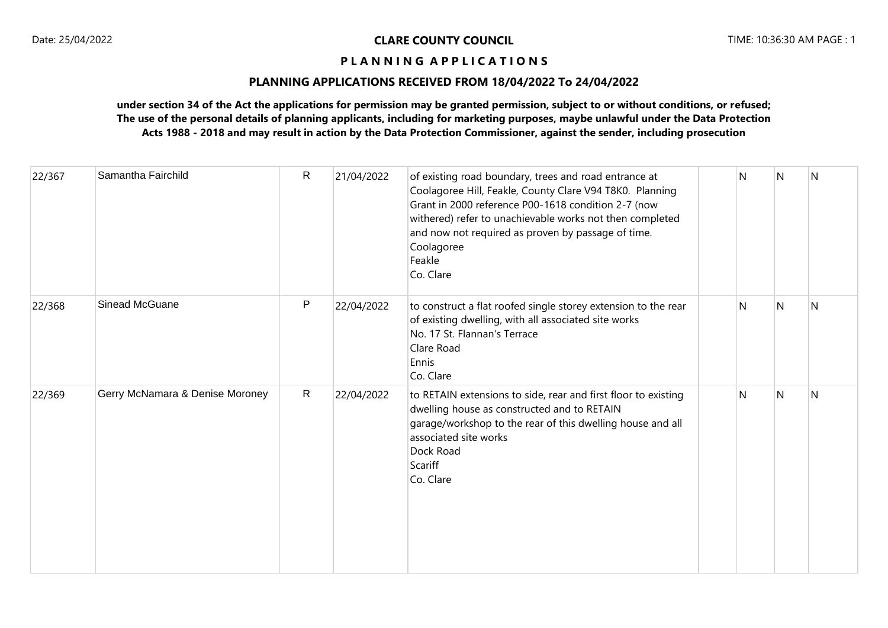**CLARE COUNTY COUNCIL**

**P L A N N I N G A P P L I C A T I O N S**

**PLANNING APPLICATIONS RECEIVED FROM 18/04/2022 To 24/04/2022**

**under section 34 of the Act the applications for permission may be granted permission, subject to or without conditions, or refused; The use of the personal details of planning applicants, including for marketing purposes, maybe unlawful under the Data Protection Acts 1988 - 2018 and may result in action by the Data Protection Commissioner, against the sender, including prosecution**

| | | | | | | | | |
|---|---|---|---|---|---|---|---|---|
| 22/367 | Samantha Fairchild | R | 21/04/2022 | of existing road boundary, trees and road entrance at Coolagoree Hill, Feakle, County Clare V94 T8K0. Planning Grant in 2000 reference P00-1618 condition 2-7 (now withered) refer to unachievable works not then completed and now not required as proven by passage of time.<br>Coolagoree<br>Feakle<br>Co. Clare | | N | N | N |
| 22/368 | Sinead McGuane | P | 22/04/2022 | to construct a flat roofed single storey extension to the rear of existing dwelling, with all associated site works<br>No. 17 St. Flannan's Terrace<br>Clare Road<br>Ennis<br>Co. Clare | | N | N | N |
| 22/369 | Gerry McNamara & Denise Moroney | R | 22/04/2022 | to RETAIN extensions to side, rear and first floor to existing dwelling house as constructed and to RETAIN garage/workshop to the rear of this dwelling house and all associated site works<br>Dock Road<br>Scariff<br>Co. Clare | | N | N | N |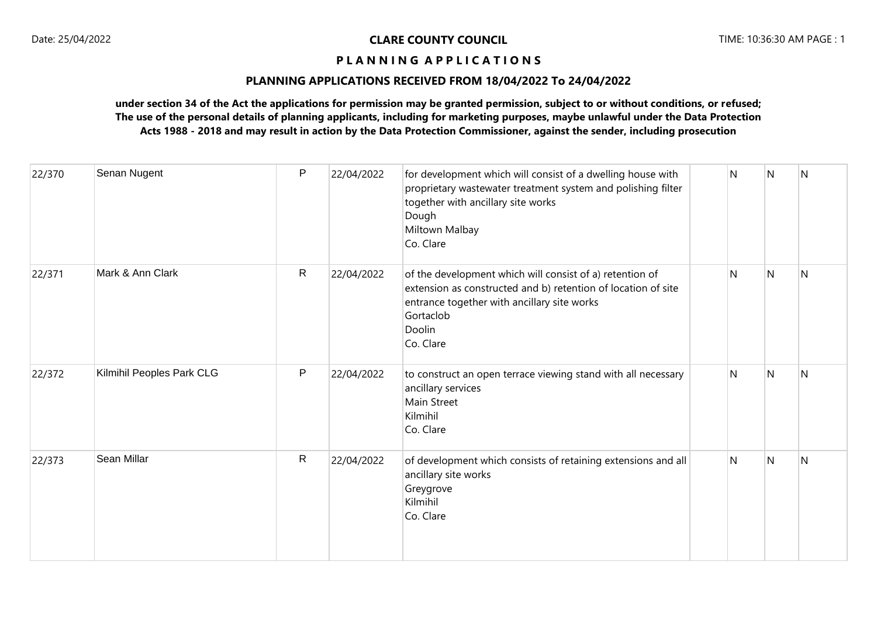Date: 25/04/2022

**CLARE COUNTY COUNCIL**

TIME: 10:36:30 AM

**P L A N N I N G A P P L I C A T I O N S**

**PLANNING APPLICATIONS RECEIVED FROM 18/04/2022 To 24/04/2022**

**under section 34 of the Act the applications for permission may be granted permission, subject to or without conditions, or refused; The use of the personal details of planning applicants, including for marketing purposes, maybe unlawful under the Data Protection Acts 1988 - 2018 and may result in action by the Data Protection Commissioner, against the sender, including prosecution**

| | | | | | | | | |
|---|---|---|---|---|---|---|---|---|
| 22/370 | Senan Nugent | P | 22/04/2022 | for development which will consist of a dwelling house with proprietary wastewater treatment system and polishing filter together with ancillary site works<br>Dough<br>Miltown Malbay<br>Co. Clare | | N | N | N |
| 22/371 | Mark & Ann Clark | R | 22/04/2022 | of the development which will consist of a) retention of extension as constructed and b) retention of location of site entrance together with ancillary site works<br>Gortaclob<br>Doolin<br>Co. Clare | | N | N | N |
| 22/372 | Kilmihil Peoples Park CLG | P | 22/04/2022 | to construct an open terrace viewing stand with all necessary ancillary services<br>Main Street<br>Kilmihil<br>Co. Clare | | N | N | N |
| 22/373 | Sean Millar | R | 22/04/2022 | of development which consists of retaining extensions and all ancillary site works<br>Greygrove<br>Kilmihil<br>Co. Clare | | N | N | N |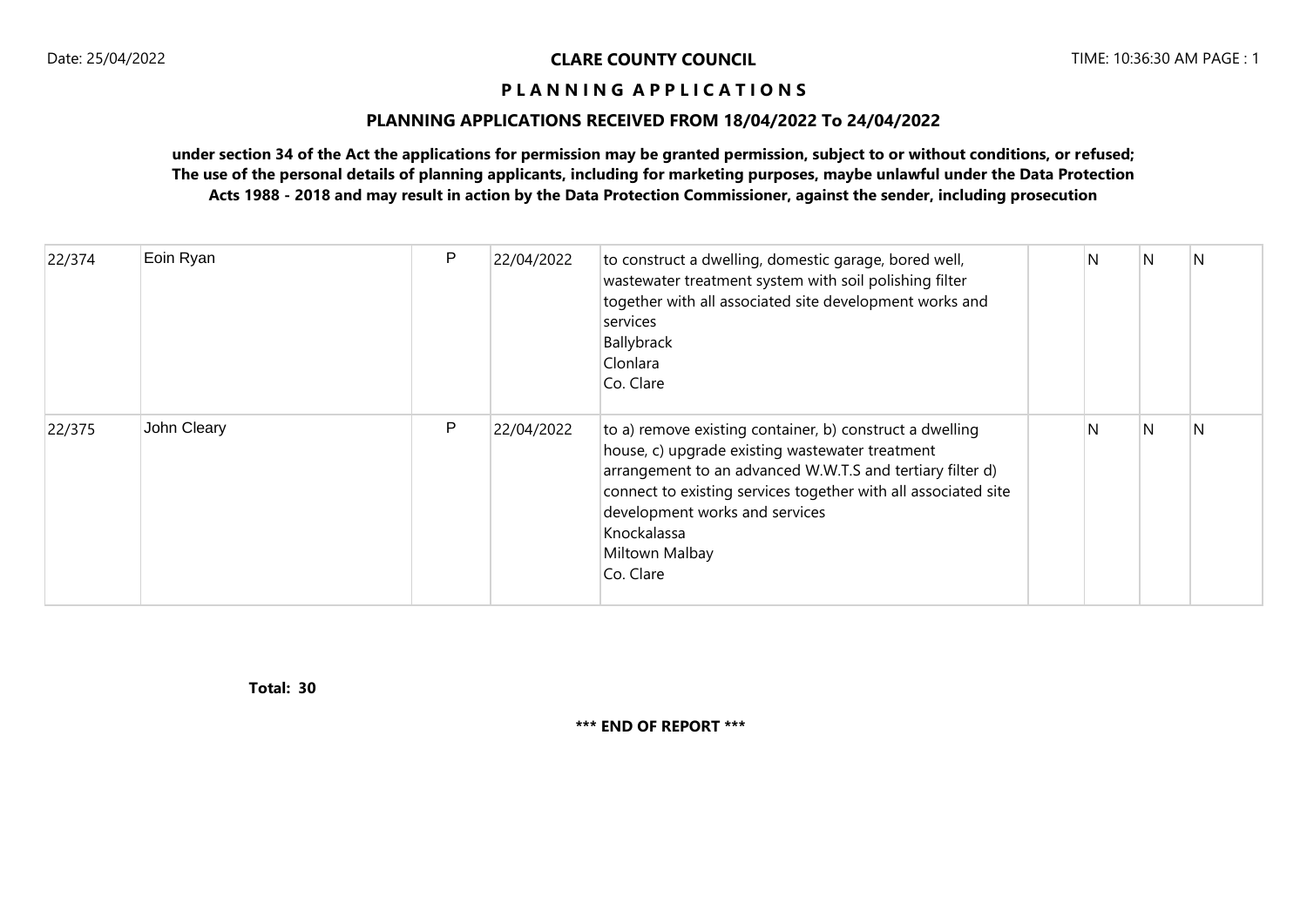**CLARE COUNTY COUNCIL**

**P L A N N I N G A P P L I C A T I O N S**

**PLANNING APPLICATIONS RECEIVED FROM 18/04/2022 To 24/04/2022**

**under section 34 of the Act the applications for permission may be granted permission, subject to or without conditions, or refused; The use of the personal details of planning applicants, including for marketing purposes, maybe unlawful under the Data Protection Acts 1988 - 2018 and may result in action by the Data Protection Commissioner, against the sender, including prosecution**

| | | | | | | | | |
|---|---|---|---|---|---|---|---|---|
| 22/374 | Eoin Ryan | P | 22/04/2022 | to construct a dwelling, domestic garage, bored well, wastewater treatment system with soil polishing filter together with all associated site development works and services<br>Ballybrack<br>Clonlara<br>Co. Clare | | N | N | N |
| 22/375 | John Cleary | P | 22/04/2022 | to a) remove existing container, b) construct a dwelling house, c) upgrade existing wastewater treatment arrangement to an advanced W.W.T.S and tertiary filter d) connect to existing services together with all associated site development works and services<br>Knockalassa<br>Miltown Malbay<br>Co. Clare | | N | N | N |

**Total: 30**

**\*\*\* END OF REPORT \*\*\***